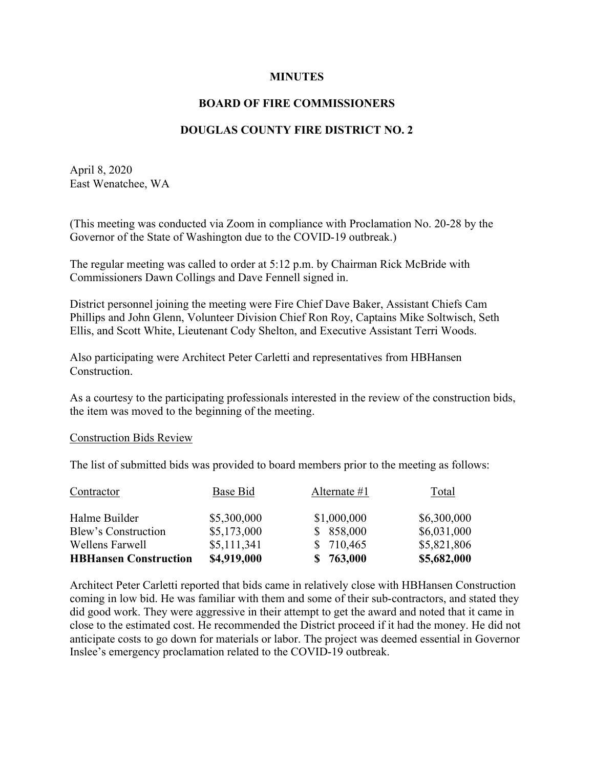**MINUTES**

**BOARD OF FIRE COMMISSIONERS**

**DOUGLAS COUNTY FIRE DISTRICT NO. 2**

April 8, 2020
East Wenatchee, WA

(This meeting was conducted via Zoom in compliance with Proclamation No. 20-28 by the Governor of the State of Washington due to the COVID-19 outbreak.)

The regular meeting was called to order at 5:12 p.m. by Chairman Rick McBride with Commissioners Dawn Collings and Dave Fennell signed in.

District personnel joining the meeting were Fire Chief Dave Baker, Assistant Chiefs Cam Phillips and John Glenn, Volunteer Division Chief Ron Roy, Captains Mike Soltwisch, Seth Ellis, and Scott White, Lieutenant Cody Shelton, and Executive Assistant Terri Woods.

Also participating were Architect Peter Carletti and representatives from HBHansen Construction.

As a courtesy to the participating professionals interested in the review of the construction bids, the item was moved to the beginning of the meeting.

Construction Bids Review

The list of submitted bids was provided to board members prior to the meeting as follows:

| Contractor | Base Bid | Alternate #1 | Total |
|---|---|---|---|
| Halme Builder | $5,300,000 | $1,000,000 | $6,300,000 |
| Blew's Construction | $5,173,000 | $ 858,000 | $6,031,000 |
| Wellens Farwell | $5,111,341 | $ 710,465 | $5,821,806 |
| **HBHansen Construction** | **$4,919,000** | **$ 763,000** | **$5,682,000** |

Architect Peter Carletti reported that bids came in relatively close with HBHansen Construction coming in low bid. He was familiar with them and some of their sub-contractors, and stated they did good work. They were aggressive in their attempt to get the award and noted that it came in close to the estimated cost. He recommended the District proceed if it had the money. He did not anticipate costs to go down for materials or labor. The project was deemed essential in Governor Inslee's emergency proclamation related to the COVID-19 outbreak.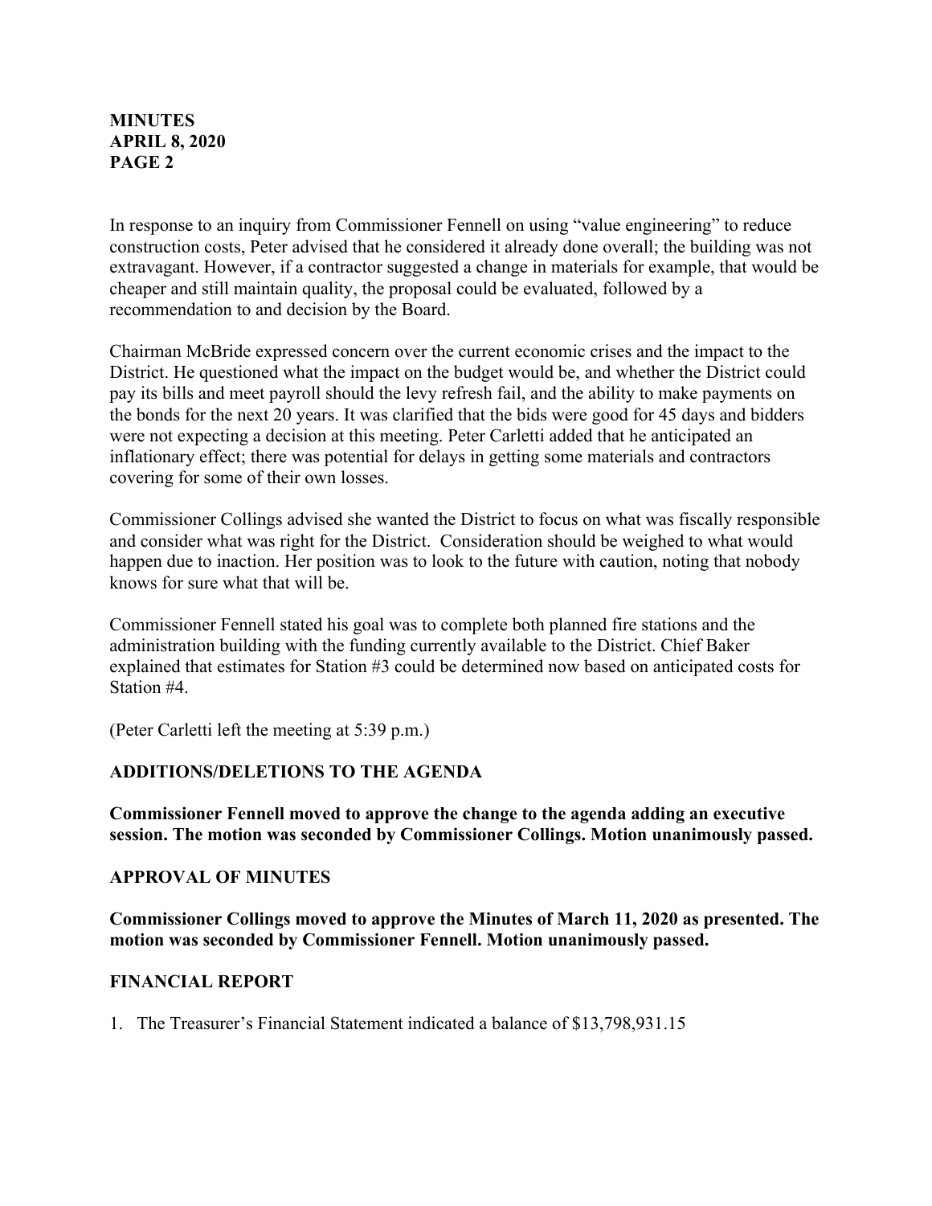In response to an inquiry from Commissioner Fennell on using "value engineering" to reduce construction costs, Peter advised that he considered it already done overall; the building was not extravagant. However, if a contractor suggested a change in materials for example, that would be cheaper and still maintain quality, the proposal could be evaluated, followed by a recommendation to and decision by the Board.

Chairman McBride expressed concern over the current economic crises and the impact to the District. He questioned what the impact on the budget would be, and whether the District could pay its bills and meet payroll should the levy refresh fail, and the ability to make payments on the bonds for the next 20 years. It was clarified that the bids were good for 45 days and bidders were not expecting a decision at this meeting. Peter Carletti added that he anticipated an inflationary effect; there was potential for delays in getting some materials and contractors covering for some of their own losses.

Commissioner Collings advised she wanted the District to focus on what was fiscally responsible and consider what was right for the District. Consideration should be weighed to what would happen due to inaction. Her position was to look to the future with caution, noting that nobody knows for sure what that will be.

Commissioner Fennell stated his goal was to complete both planned fire stations and the administration building with the funding currently available to the District. Chief Baker explained that estimates for Station #3 could be determined now based on anticipated costs for Station #4.

(Peter Carletti left the meeting at 5:39 p.m.)

## ADDITIONS/DELETIONS TO THE AGENDA

**Commissioner Fennell moved to approve the change to the agenda adding an executive session. The motion was seconded by Commissioner Collings. Motion unanimously passed.**

## APPROVAL OF MINUTES

**Commissioner Collings moved to approve the Minutes of March 11, 2020 as presented. The motion was seconded by Commissioner Fennell. Motion unanimously passed.**

## FINANCIAL REPORT

1. The Treasurer's Financial Statement indicated a balance of $13,798,931.15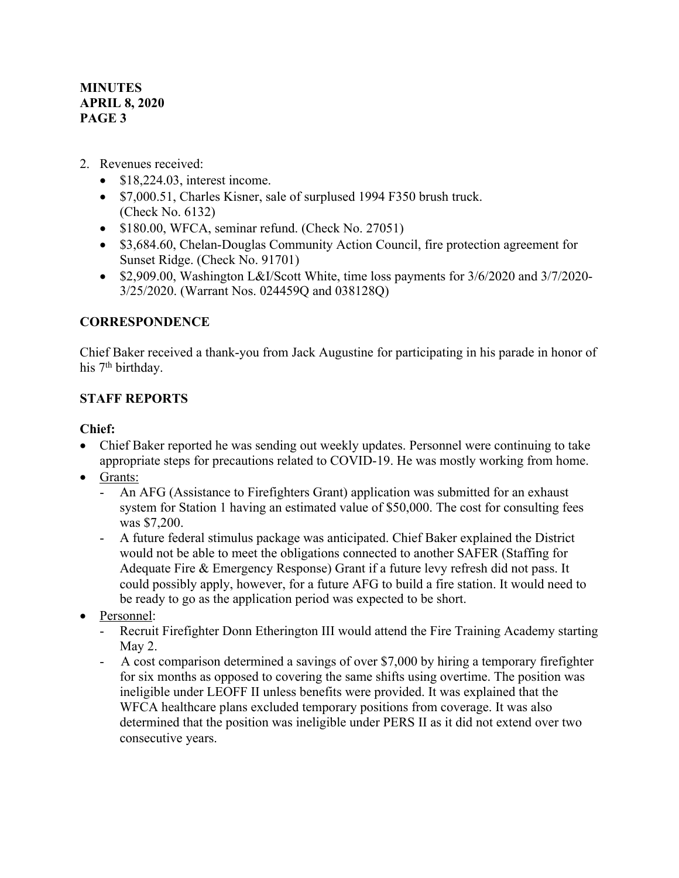2. Revenues received:
   - $18,224.03, interest income.
   - $7,000.51, Charles Kisner, sale of surplused 1994 F350 brush truck. (Check No. 6132)
   - $180.00, WFCA, seminar refund. (Check No. 27051)
   - $3,684.60, Chelan-Douglas Community Action Council, fire protection agreement for Sunset Ridge. (Check No. 91701)
   - $2,909.00, Washington L&I/Scott White, time loss payments for 3/6/2020 and 3/7/2020-3/25/2020. (Warrant Nos. 024459Q and 038128Q)

## CORRESPONDENCE

Chief Baker received a thank-you from Jack Augustine for participating in his parade in honor of his 7th birthday.

## STAFF REPORTS

**Chief:**

- Chief Baker reported he was sending out weekly updates. Personnel were continuing to take appropriate steps for precautions related to COVID-19. He was mostly working from home.
- Grants:
  - An AFG (Assistance to Firefighters Grant) application was submitted for an exhaust system for Station 1 having an estimated value of $50,000. The cost for consulting fees was $7,200.
  - A future federal stimulus package was anticipated. Chief Baker explained the District would not be able to meet the obligations connected to another SAFER (Staffing for Adequate Fire & Emergency Response) Grant if a future levy refresh did not pass. It could possibly apply, however, for a future AFG to build a fire station. It would need to be ready to go as the application period was expected to be short.
- Personnel:
  - Recruit Firefighter Donn Etherington III would attend the Fire Training Academy starting May 2.
  - A cost comparison determined a savings of over $7,000 by hiring a temporary firefighter for six months as opposed to covering the same shifts using overtime. The position was ineligible under LEOFF II unless benefits were provided. It was explained that the WFCA healthcare plans excluded temporary positions from coverage. It was also determined that the position was ineligible under PERS II as it did not extend over two consecutive years.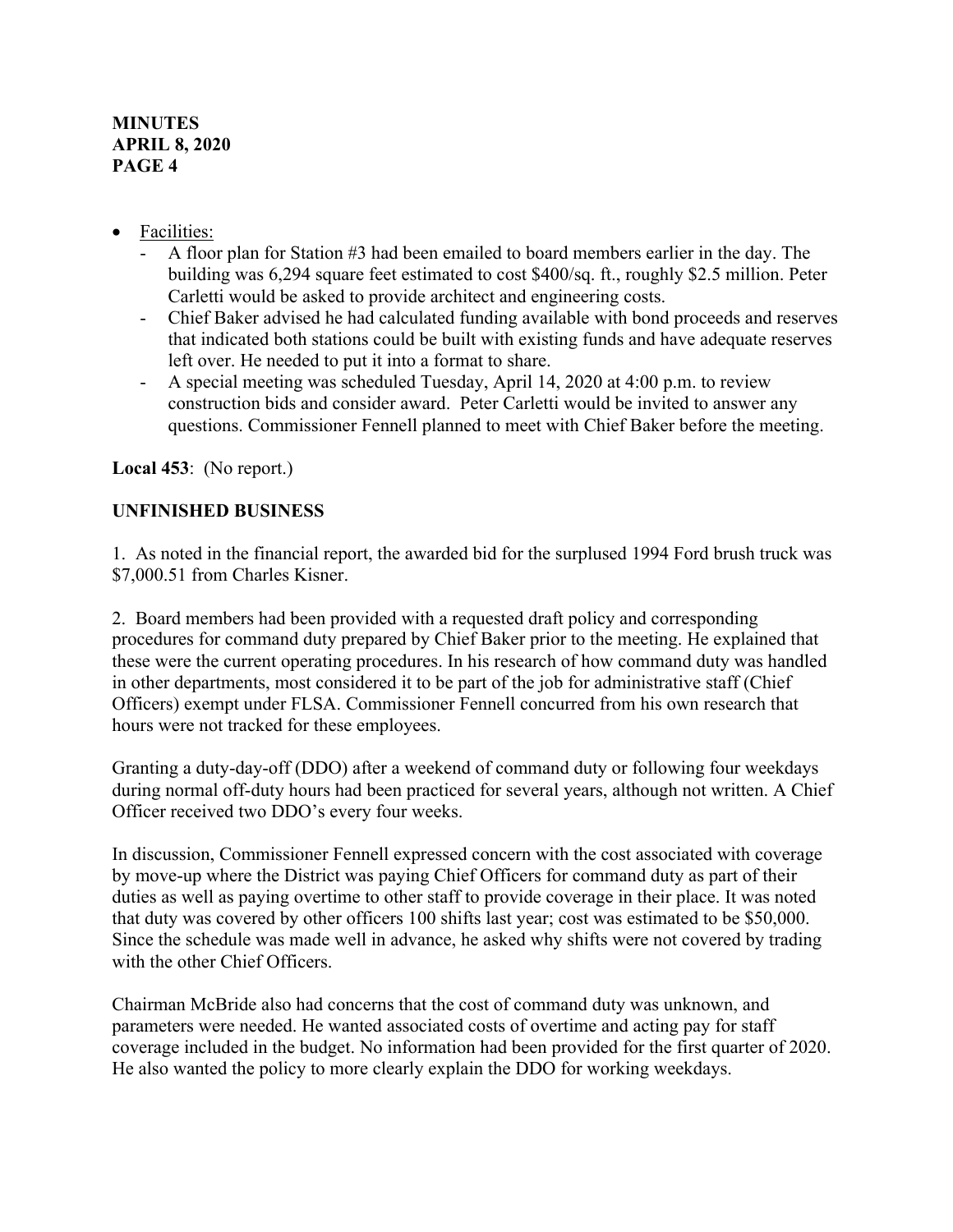- Facilities:
  - A floor plan for Station #3 had been emailed to board members earlier in the day. The building was 6,294 square feet estimated to cost $400/sq. ft., roughly $2.5 million. Peter Carletti would be asked to provide architect and engineering costs.
  - Chief Baker advised he had calculated funding available with bond proceeds and reserves that indicated both stations could be built with existing funds and have adequate reserves left over. He needed to put it into a format to share.
  - A special meeting was scheduled Tuesday, April 14, 2020 at 4:00 p.m. to review construction bids and consider award. Peter Carletti would be invited to answer any questions. Commissioner Fennell planned to meet with Chief Baker before the meeting.

**Local 453**: (No report.)

**UNFINISHED BUSINESS**

1. As noted in the financial report, the awarded bid for the surplused 1994 Ford brush truck was $7,000.51 from Charles Kisner.

2. Board members had been provided with a requested draft policy and corresponding procedures for command duty prepared by Chief Baker prior to the meeting. He explained that these were the current operating procedures. In his research of how command duty was handled in other departments, most considered it to be part of the job for administrative staff (Chief Officers) exempt under FLSA. Commissioner Fennell concurred from his own research that hours were not tracked for these employees.

Granting a duty-day-off (DDO) after a weekend of command duty or following four weekdays during normal off-duty hours had been practiced for several years, although not written. A Chief Officer received two DDO's every four weeks.

In discussion, Commissioner Fennell expressed concern with the cost associated with coverage by move-up where the District was paying Chief Officers for command duty as part of their duties as well as paying overtime to other staff to provide coverage in their place. It was noted that duty was covered by other officers 100 shifts last year; cost was estimated to be $50,000. Since the schedule was made well in advance, he asked why shifts were not covered by trading with the other Chief Officers.

Chairman McBride also had concerns that the cost of command duty was unknown, and parameters were needed. He wanted associated costs of overtime and acting pay for staff coverage included in the budget. No information had been provided for the first quarter of 2020. He also wanted the policy to more clearly explain the DDO for working weekdays.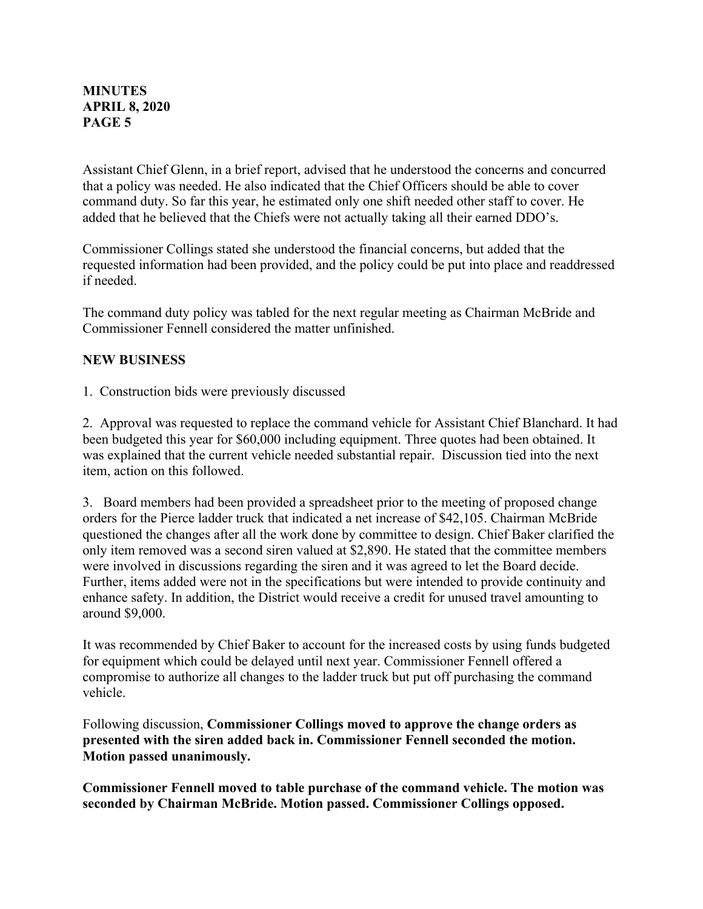Assistant Chief Glenn, in a brief report, advised that he understood the concerns and concurred that a policy was needed. He also indicated that the Chief Officers should be able to cover command duty. So far this year, he estimated only one shift needed other staff to cover. He added that he believed that the Chiefs were not actually taking all their earned DDO's.

Commissioner Collings stated she understood the financial concerns, but added that the requested information had been provided, and the policy could be put into place and readdressed if needed.

The command duty policy was tabled for the next regular meeting as Chairman McBride and Commissioner Fennell considered the matter unfinished.

**NEW BUSINESS**

1. Construction bids were previously discussed

2. Approval was requested to replace the command vehicle for Assistant Chief Blanchard. It had been budgeted this year for $60,000 including equipment. Three quotes had been obtained. It was explained that the current vehicle needed substantial repair. Discussion tied into the next item, action on this followed.

3. Board members had been provided a spreadsheet prior to the meeting of proposed change orders for the Pierce ladder truck that indicated a net increase of $42,105. Chairman McBride questioned the changes after all the work done by committee to design. Chief Baker clarified the only item removed was a second siren valued at $2,890. He stated that the committee members were involved in discussions regarding the siren and it was agreed to let the Board decide. Further, items added were not in the specifications but were intended to provide continuity and enhance safety. In addition, the District would receive a credit for unused travel amounting to around $9,000.

It was recommended by Chief Baker to account for the increased costs by using funds budgeted for equipment which could be delayed until next year. Commissioner Fennell offered a compromise to authorize all changes to the ladder truck but put off purchasing the command vehicle.

Following discussion, **Commissioner Collings moved to approve the change orders as presented with the siren added back in. Commissioner Fennell seconded the motion. Motion passed unanimously.**

**Commissioner Fennell moved to table purchase of the command vehicle. The motion was seconded by Chairman McBride. Motion passed. Commissioner Collings opposed.**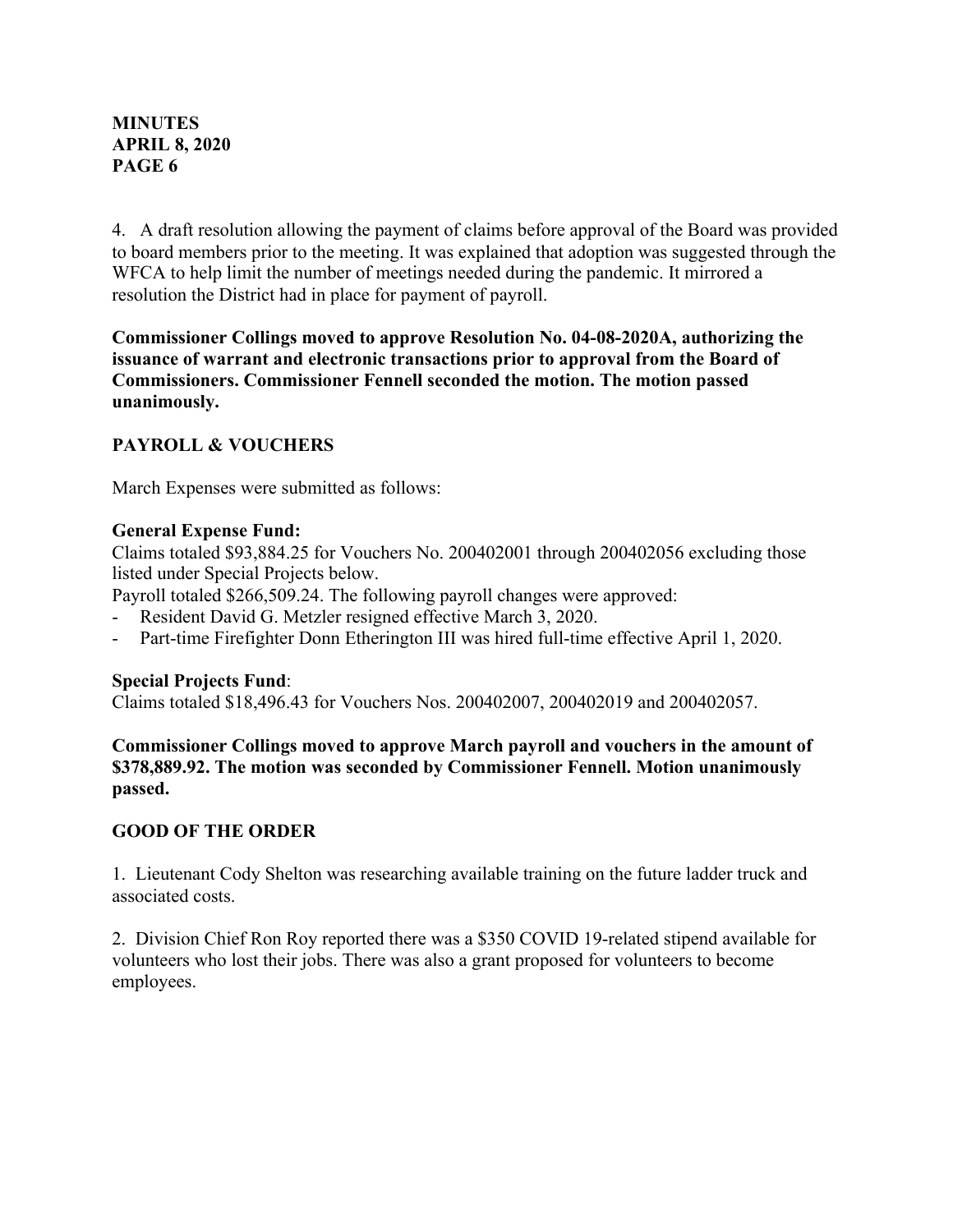4. A draft resolution allowing the payment of claims before approval of the Board was provided to board members prior to the meeting. It was explained that adoption was suggested through the WFCA to help limit the number of meetings needed during the pandemic. It mirrored a resolution the District had in place for payment of payroll.

**Commissioner Collings moved to approve Resolution No. 04-08-2020A, authorizing the issuance of warrant and electronic transactions prior to approval from the Board of Commissioners. Commissioner Fennell seconded the motion. The motion passed unanimously.**

## PAYROLL & VOUCHERS

March Expenses were submitted as follows:

**General Expense Fund:**
Claims totaled $93,884.25 for Vouchers No. 200402001 through 200402056 excluding those listed under Special Projects below.
Payroll totaled $266,509.24. The following payroll changes were approved:

- Resident David G. Metzler resigned effective March 3, 2020.
- Part-time Firefighter Donn Etherington III was hired full-time effective April 1, 2020.

**Special Projects Fund**:
Claims totaled $18,496.43 for Vouchers Nos. 200402007, 200402019 and 200402057.

**Commissioner Collings moved to approve March payroll and vouchers in the amount of $378,889.92. The motion was seconded by Commissioner Fennell. Motion unanimously passed.**

## GOOD OF THE ORDER

1. Lieutenant Cody Shelton was researching available training on the future ladder truck and associated costs.

2. Division Chief Ron Roy reported there was a $350 COVID 19-related stipend available for volunteers who lost their jobs. There was also a grant proposed for volunteers to become employees.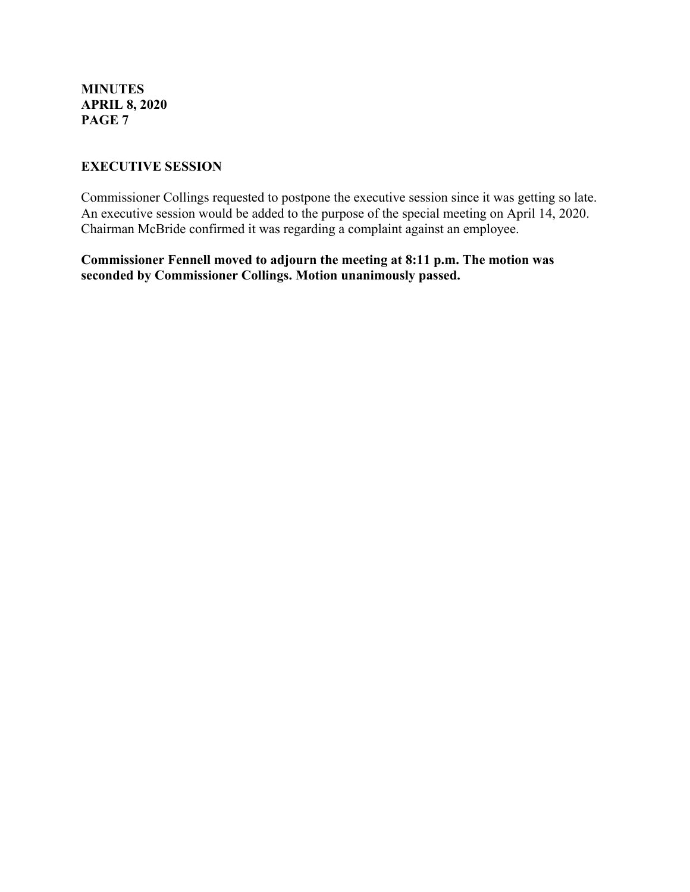## EXECUTIVE SESSION

Commissioner Collings requested to postpone the executive session since it was getting so late. An executive session would be added to the purpose of the special meeting on April 14, 2020. Chairman McBride confirmed it was regarding a complaint against an employee.

**Commissioner Fennell moved to adjourn the meeting at 8:11 p.m. The motion was seconded by Commissioner Collings. Motion unanimously passed.**